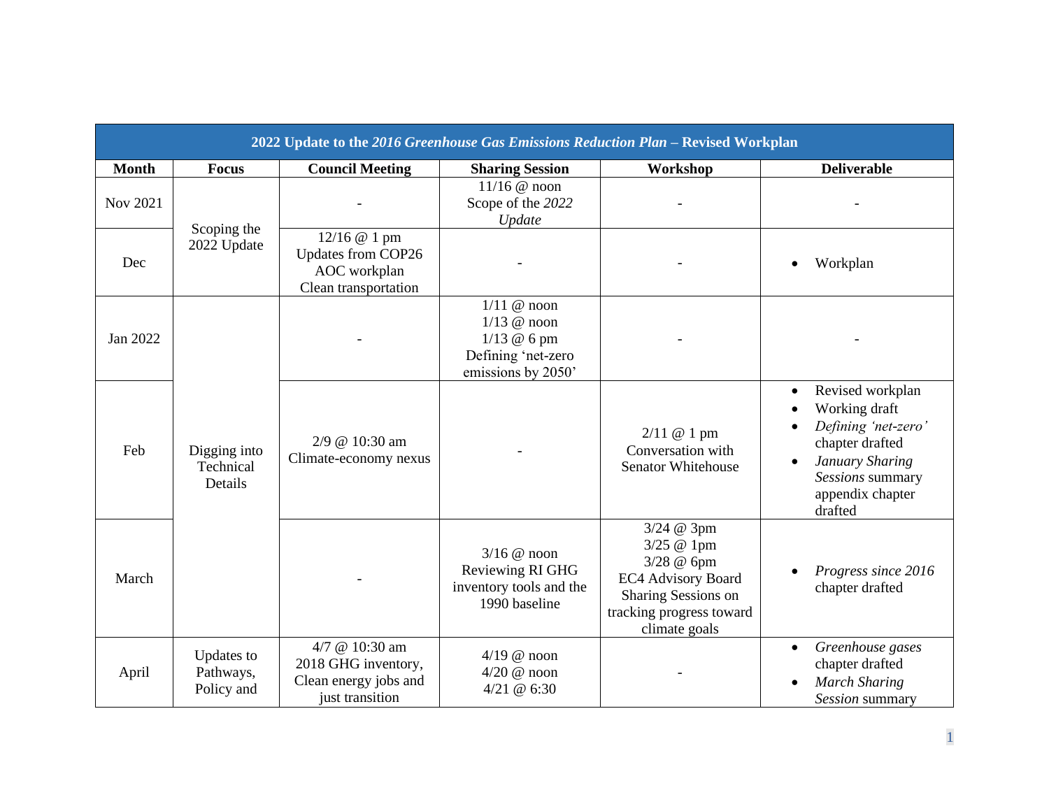| 2022 Update to the *2016 Greenhouse Gas Emissions Reduction Plan* – Revised Workplan | | | | | |
|---|---|---|---|---|---|
| **Month** | **Focus** | **Council Meeting** | **Sharing Session** | **Workshop** | **Deliverable** |
| Nov 2021 | Scoping the 2022 Update | - | 11/16 @ noon<br>Scope of the *2022 Update* | - | - |
| Dec | | 12/16 @ 1 pm<br>Updates from COP26<br>AOC workplan<br>Clean transportation | - | - | • Workplan |
| Jan 2022 | Digging into Technical Details | - | 1/11 @ noon<br>1/13 @ noon<br>1/13 @ 6 pm<br>Defining 'net-zero emissions by 2050' | - | - |
| Feb | | 2/9 @ 10:30 am<br>Climate-economy nexus | - | 2/11 @ 1 pm<br>Conversation with Senator Whitehouse | • Revised workplan<br>• Working draft<br>• *Defining 'net-zero'* chapter drafted<br>• *January Sharing Sessions* summary appendix chapter drafted |
| March | | - | 3/16 @ noon<br>Reviewing RI GHG inventory tools and the 1990 baseline | 3/24 @ 3pm<br>3/25 @ 1pm<br>3/28 @ 6pm<br>EC4 Advisory Board Sharing Sessions on tracking progress toward climate goals | • *Progress since 2016* chapter drafted |
| April | Updates to Pathways, Policy and | 4/7 @ 10:30 am<br>2018 GHG inventory, Clean energy jobs and just transition | 4/19 @ noon<br>4/20 @ noon<br>4/21 @ 6:30 | - | • *Greenhouse gases* chapter drafted<br>• *March Sharing Session* summary |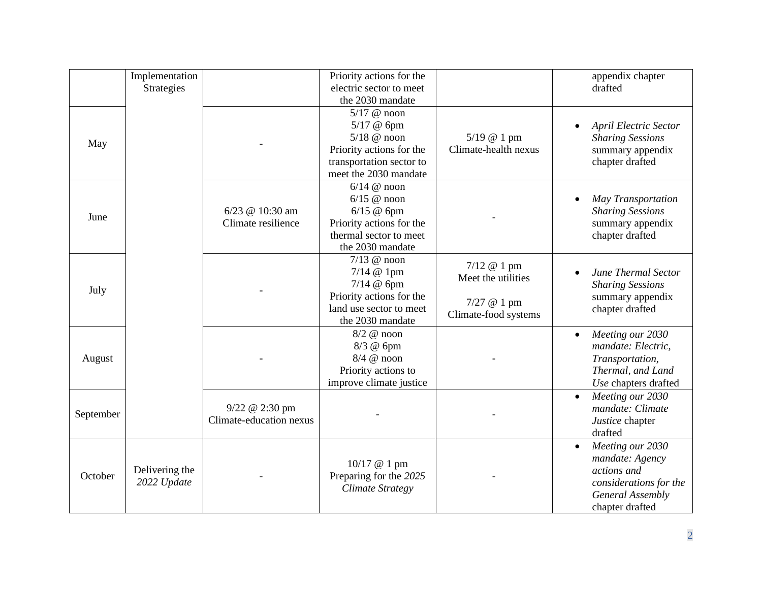| | | | | | |
|---|---|---|---|---|---|
| | Implementation Strategies | | Priority actions for the electric sector to meet the 2030 mandate | | appendix chapter drafted |
| May | | - | 5/17 @ noon<br>5/17 @ 6pm<br>5/18 @ noon<br>Priority actions for the transportation sector to meet the 2030 mandate | 5/19 @ 1 pm<br>Climate-health nexus | • *April Electric Sector Sharing Sessions* summary appendix chapter drafted |
| June | | 6/23 @ 10:30 am<br>Climate resilience | 6/14 @ noon<br>6/15 @ noon<br>6/15 @ 6pm<br>Priority actions for the thermal sector to meet the 2030 mandate | - | • *May Transportation Sharing Sessions* summary appendix chapter drafted |
| July | | - | 7/13 @ noon<br>7/14 @ 1pm<br>7/14 @ 6pm<br>Priority actions for the land use sector to meet the 2030 mandate | 7/12 @ 1 pm<br>Meet the utilities<br><br>7/27 @ 1 pm<br>Climate-food systems | • *June Thermal Sector Sharing Sessions* summary appendix chapter drafted |
| August | | - | 8/2 @ noon<br>8/3 @ 6pm<br>8/4 @ noon<br>Priority actions to improve climate justice | - | • *Meeting our 2030 mandate: Electric, Transportation, Thermal, and Land Use* chapters drafted |
| September | | 9/22 @ 2:30 pm<br>Climate-education nexus | - | - | • *Meeting our 2030 mandate: Climate Justice* chapter drafted |
| October | Delivering the *2022 Update* | - | 10/17 @ 1 pm<br>Preparing for the *2025 Climate Strategy* | - | • *Meeting our 2030 mandate: Agency actions and considerations for the General Assembly* chapter drafted |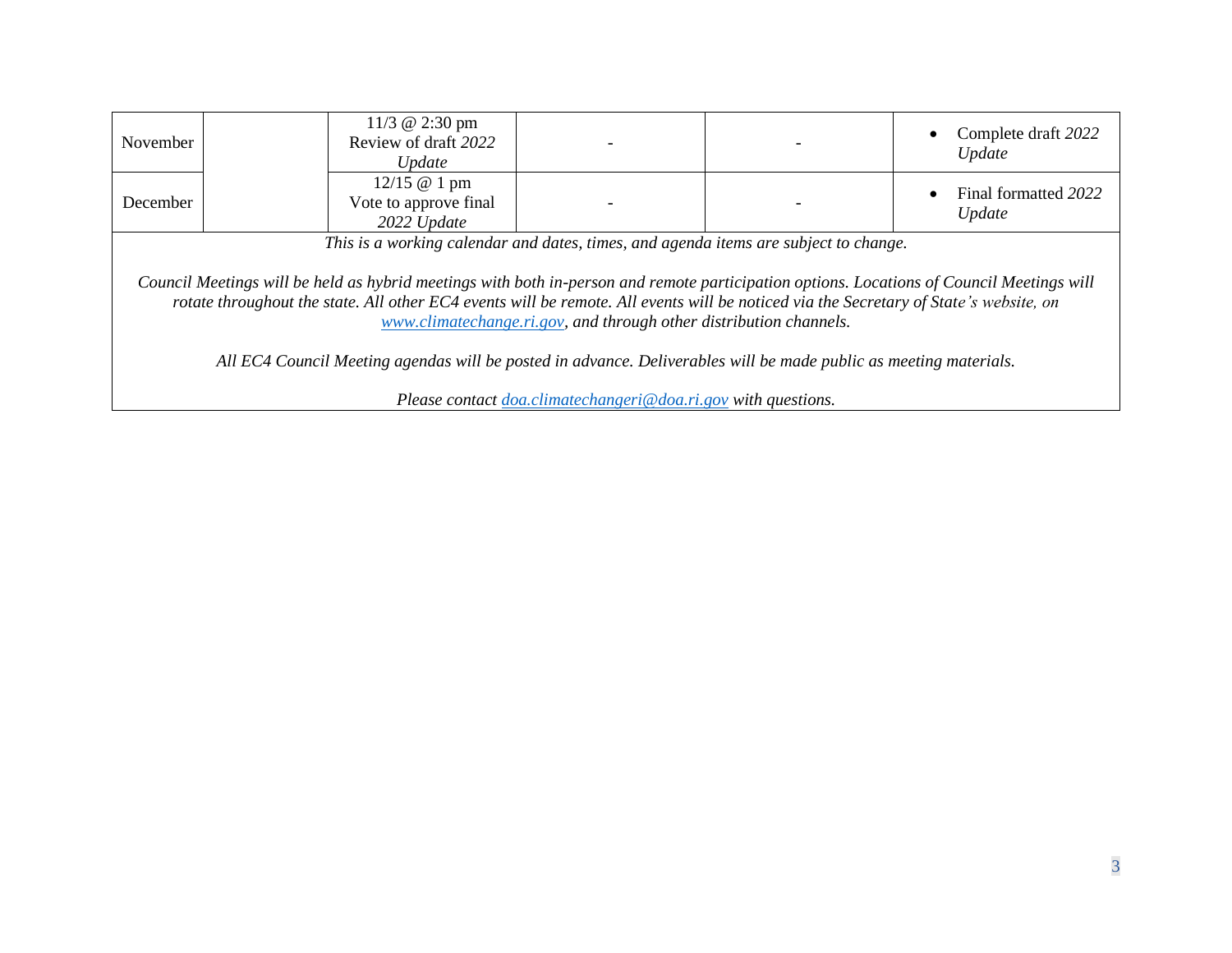| | | | | | |
|---|---|---|---|---|---|
| November | | 11/3 @ 2:30 pm Review of draft *2022 Update* | - | - | • Complete draft *2022 Update* |
| December | | 12/15 @ 1 pm Vote to approve final *2022 Update* | - | - | • Final formatted *2022 Update* |

*This is a working calendar and dates, times, and agenda items are subject to change.*

*Council Meetings will be held as hybrid meetings with both in-person and remote participation options. Locations of Council Meetings will rotate throughout the state. All other EC4 events will be remote. All events will be noticed via the Secretary of State's website, on [www.climatechange.ri.gov](www.climatechange.ri.gov), and through other distribution channels.*

*All EC4 Council Meeting agendas will be posted in advance. Deliverables will be made public as meeting materials.*

*Please contact [doa.climatechangeri@doa.ri.gov](mailto:doa.climatechangeri@doa.ri.gov) with questions.*